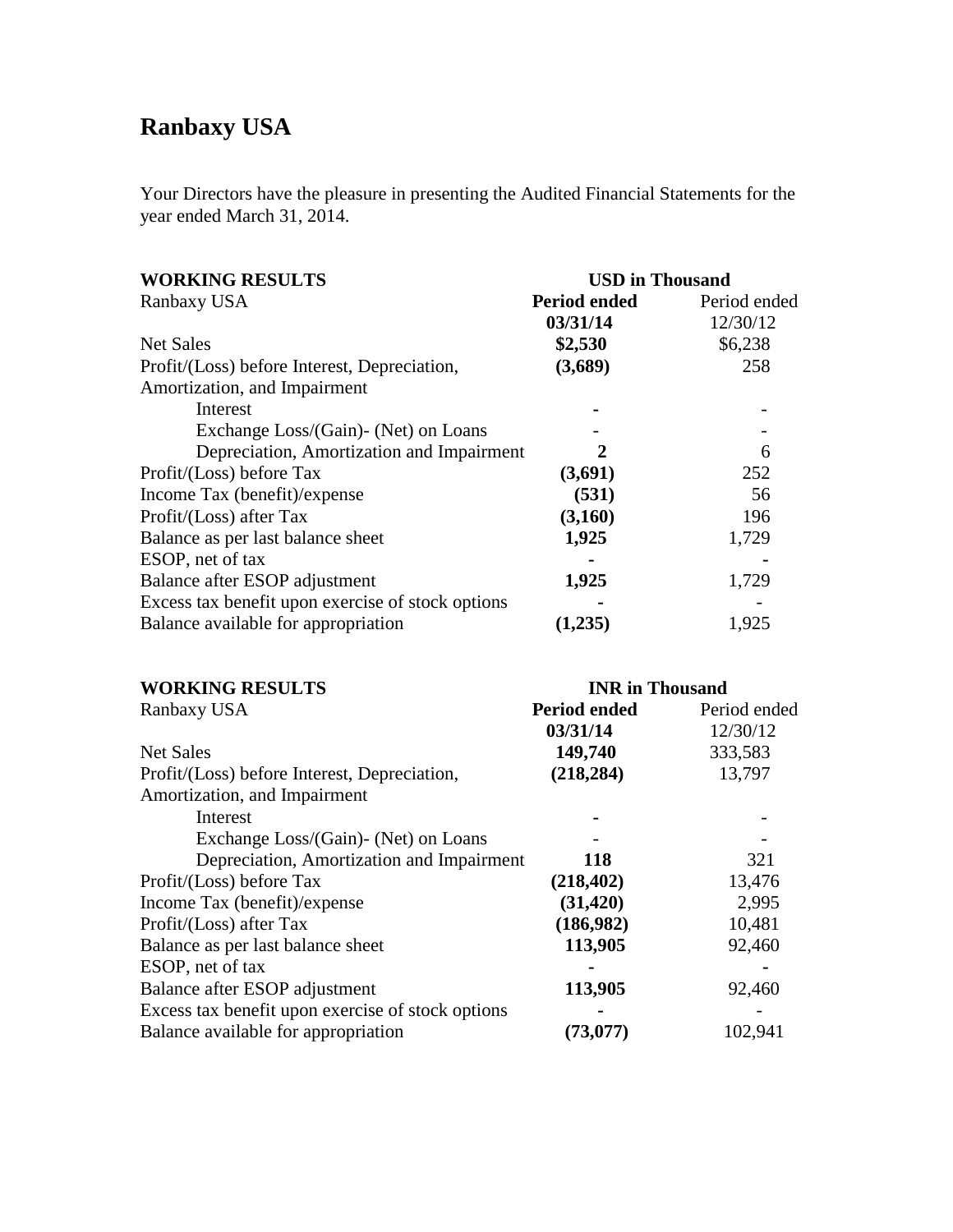# Ranbaxy USA

Your Directors have the pleasure in presenting the Audited Financial Statements for the year ended March 31, 2014.

| WORKING RESULTS | USD in Thousand | |
|---|---|---|
| Ranbaxy USA | **Period ended 03/31/14** | Period ended 12/30/12 |
| Net Sales | **$2,530** | $6,238 |
| Profit/(Loss) before Interest, Depreciation, Amortization, and Impairment | **(3,689)** | 258 |
| Interest | **-** | - |
| Exchange Loss/(Gain)- (Net) on Loans | - | - |
| Depreciation, Amortization and Impairment | **2** | 6 |
| Profit/(Loss) before Tax | **(3,691)** | 252 |
| Income Tax (benefit)/expense | **(531)** | 56 |
| Profit/(Loss) after Tax | **(3,160)** | 196 |
| Balance as per last balance sheet | **1,925** | 1,729 |
| ESOP, net of tax | **-** | **-** |
| Balance after ESOP adjustment | **1,925** | 1,729 |
| Excess tax benefit upon exercise of stock options | **-** | - |
| Balance available for appropriation | **(1,235)** | 1,925 |

| WORKING RESULTS | INR in Thousand | |
|---|---|---|
| Ranbaxy USA | **Period ended 03/31/14** | Period ended 12/30/12 |
| Net Sales | **149,740** | 333,583 |
| Profit/(Loss) before Interest, Depreciation, Amortization, and Impairment | **(218,284)** | 13,797 |
| Interest | **-** | - |
| Exchange Loss/(Gain)- (Net) on Loans | - | - |
| Depreciation, Amortization and Impairment | **118** | 321 |
| Profit/(Loss) before Tax | **(218,402)** | 13,476 |
| Income Tax (benefit)/expense | **(31,420)** | 2,995 |
| Profit/(Loss) after Tax | **(186,982)** | 10,481 |
| Balance as per last balance sheet | **113,905** | 92,460 |
| ESOP, net of tax | **-** | **-** |
| Balance after ESOP adjustment | **113,905** | 92,460 |
| Excess tax benefit upon exercise of stock options | **-** | - |
| Balance available for appropriation | **(73,077)** | 102,941 |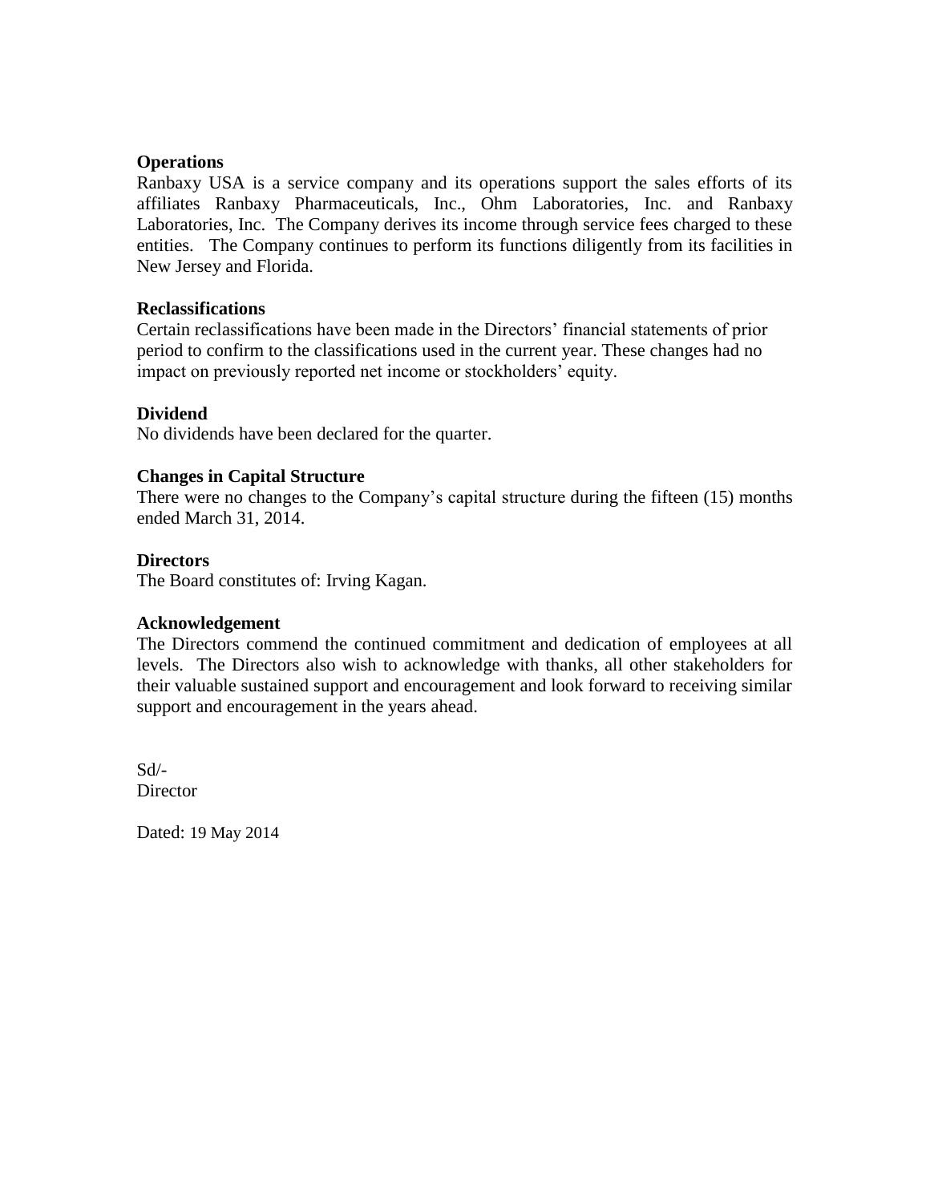**Operations**
Ranbaxy USA is a service company and its operations support the sales efforts of its affiliates Ranbaxy Pharmaceuticals, Inc., Ohm Laboratories, Inc. and Ranbaxy Laboratories, Inc. The Company derives its income through service fees charged to these entities. The Company continues to perform its functions diligently from its facilities in New Jersey and Florida.

**Reclassifications**
Certain reclassifications have been made in the Directors' financial statements of prior period to confirm to the classifications used in the current year. These changes had no impact on previously reported net income or stockholders' equity.

**Dividend**
No dividends have been declared for the quarter.

**Changes in Capital Structure**
There were no changes to the Company's capital structure during the fifteen (15) months ended March 31, 2014.

**Directors**
The Board constitutes of: Irving Kagan.

**Acknowledgement**
The Directors commend the continued commitment and dedication of employees at all levels. The Directors also wish to acknowledge with thanks, all other stakeholders for their valuable sustained support and encouragement and look forward to receiving similar support and encouragement in the years ahead.

Sd/-
Director

Dated: 19 May 2014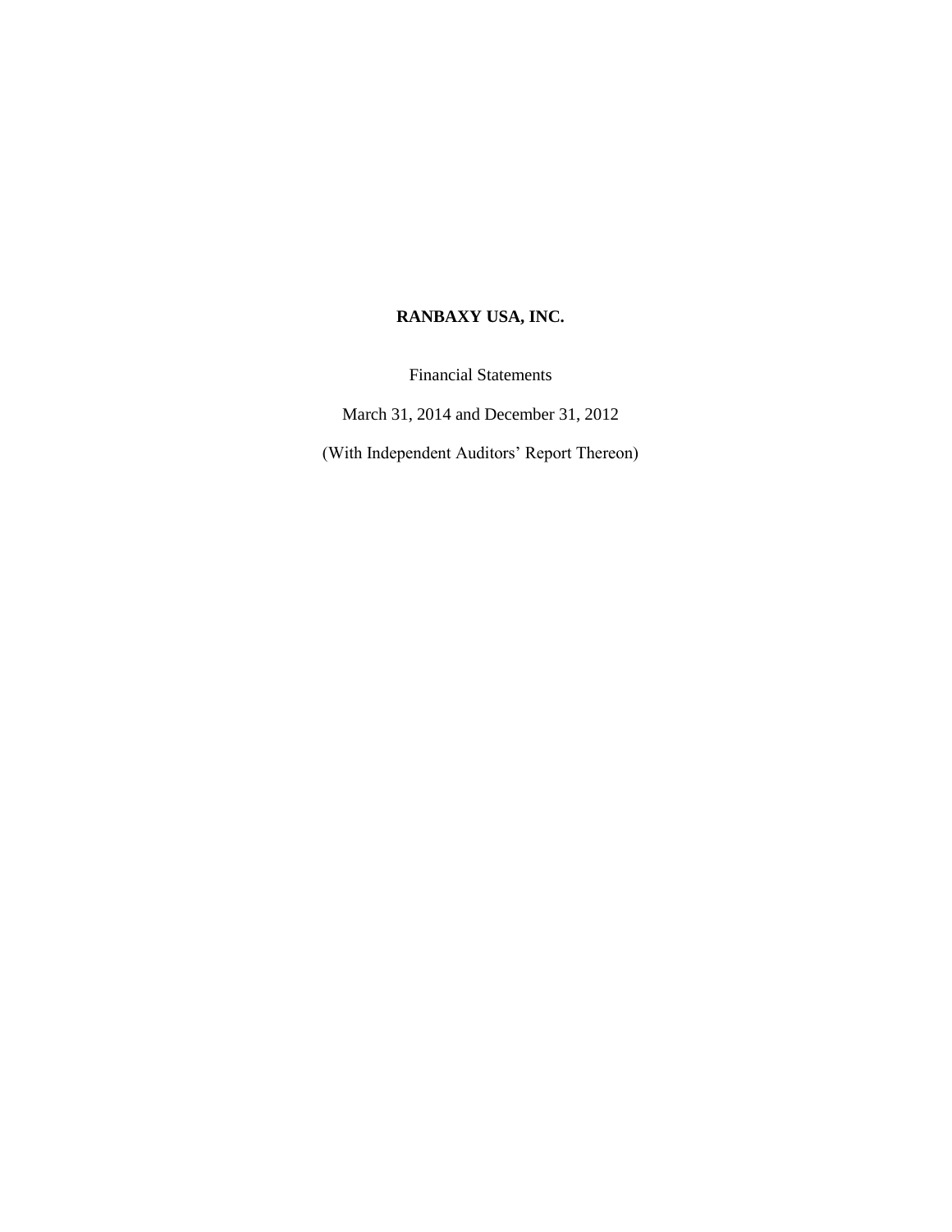**RANBAXY USA, INC.**

Financial Statements

March 31, 2014 and December 31, 2012

(With Independent Auditors' Report Thereon)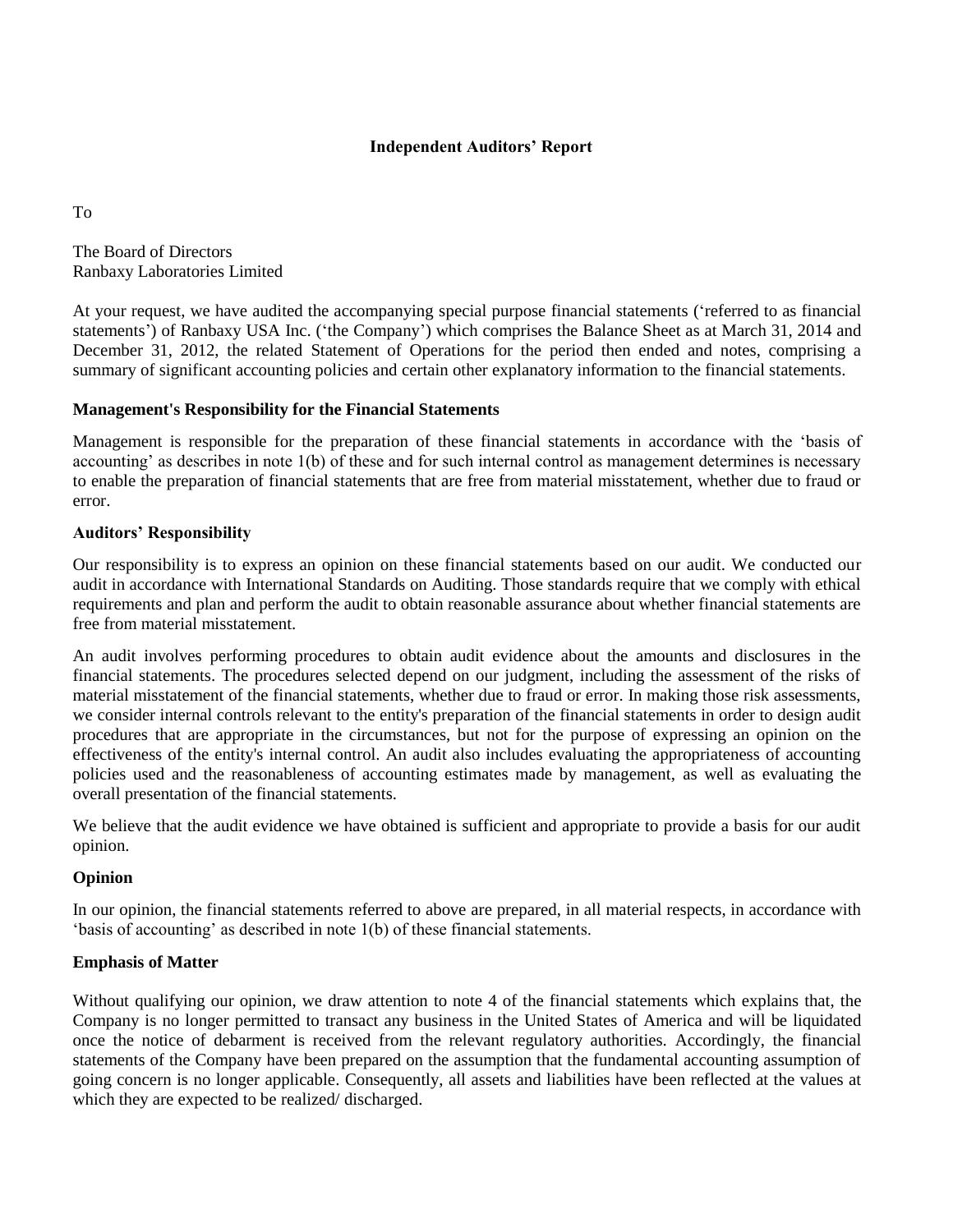**Independent Auditors' Report**

To

The Board of Directors
Ranbaxy Laboratories Limited

At your request, we have audited the accompanying special purpose financial statements ('referred to as financial statements') of Ranbaxy USA Inc. ('the Company') which comprises the Balance Sheet as at March 31, 2014 and December 31, 2012, the related Statement of Operations for the period then ended and notes, comprising a summary of significant accounting policies and certain other explanatory information to the financial statements.

**Management's Responsibility for the Financial Statements**

Management is responsible for the preparation of these financial statements in accordance with the 'basis of accounting' as describes in note 1(b) of these and for such internal control as management determines is necessary to enable the preparation of financial statements that are free from material misstatement, whether due to fraud or error.

**Auditors' Responsibility**

Our responsibility is to express an opinion on these financial statements based on our audit. We conducted our audit in accordance with International Standards on Auditing. Those standards require that we comply with ethical requirements and plan and perform the audit to obtain reasonable assurance about whether financial statements are free from material misstatement.

An audit involves performing procedures to obtain audit evidence about the amounts and disclosures in the financial statements. The procedures selected depend on our judgment, including the assessment of the risks of material misstatement of the financial statements, whether due to fraud or error. In making those risk assessments, we consider internal controls relevant to the entity's preparation of the financial statements in order to design audit procedures that are appropriate in the circumstances, but not for the purpose of expressing an opinion on the effectiveness of the entity's internal control. An audit also includes evaluating the appropriateness of accounting policies used and the reasonableness of accounting estimates made by management, as well as evaluating the overall presentation of the financial statements.

We believe that the audit evidence we have obtained is sufficient and appropriate to provide a basis for our audit opinion.

**Opinion**

In our opinion, the financial statements referred to above are prepared, in all material respects, in accordance with 'basis of accounting' as described in note 1(b) of these financial statements.

**Emphasis of Matter**

Without qualifying our opinion, we draw attention to note 4 of the financial statements which explains that, the Company is no longer permitted to transact any business in the United States of America and will be liquidated once the notice of debarment is received from the relevant regulatory authorities. Accordingly, the financial statements of the Company have been prepared on the assumption that the fundamental accounting assumption of going concern is no longer applicable. Consequently, all assets and liabilities have been reflected at the values at which they are expected to be realized/ discharged.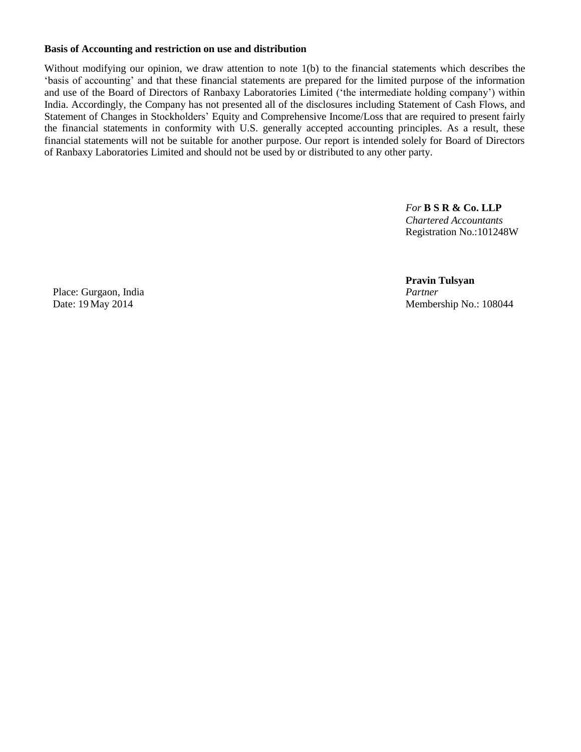**Basis of Accounting and restriction on use and distribution**

Without modifying our opinion, we draw attention to note 1(b) to the financial statements which describes the 'basis of accounting' and that these financial statements are prepared for the limited purpose of the information and use of the Board of Directors of Ranbaxy Laboratories Limited ('the intermediate holding company') within India. Accordingly, the Company has not presented all of the disclosures including Statement of Cash Flows, and Statement of Changes in Stockholders' Equity and Comprehensive Income/Loss that are required to present fairly the financial statements in conformity with U.S. generally accepted accounting principles. As a result, these financial statements will not be suitable for another purpose. Our report is intended solely for Board of Directors of Ranbaxy Laboratories Limited and should not be used by or distributed to any other party.

*For* **B S R & Co. LLP**
*Chartered Accountants*
Registration No.:101248W

**Pravin Tulsyan**
*Partner*
Membership No.: 108044

Place: Gurgaon, India
Date: 19 May 2014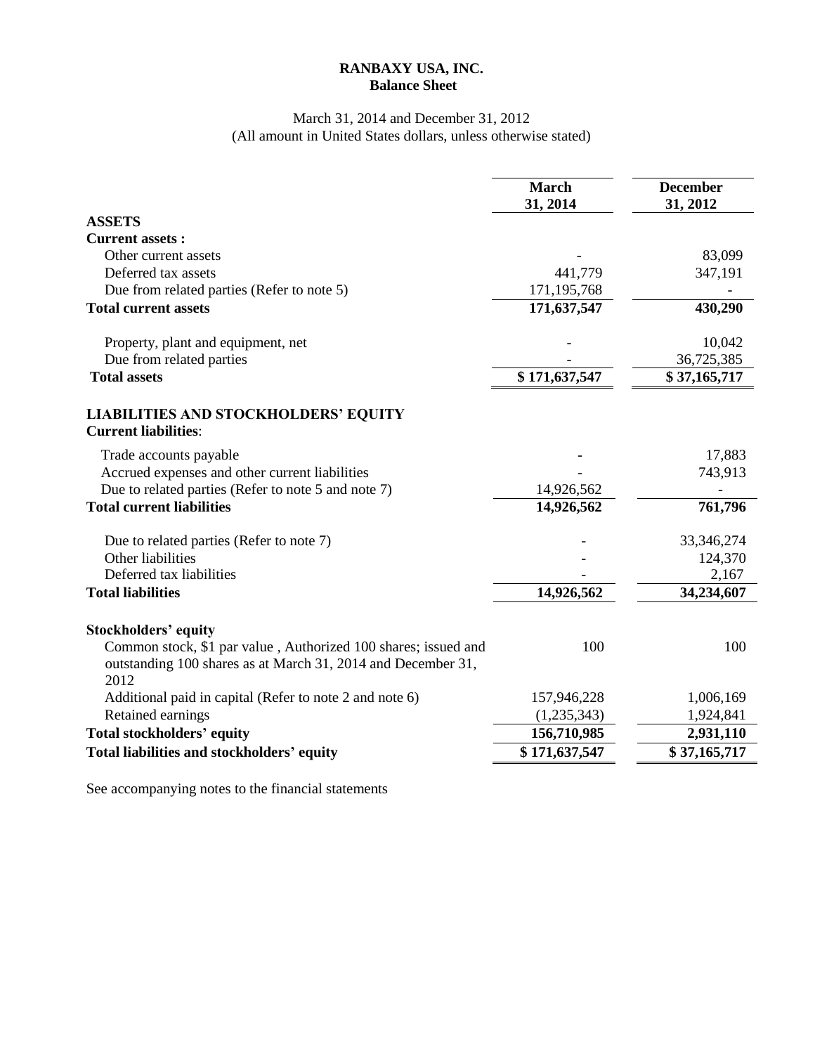**RANBAXY USA, INC.**
**Balance Sheet**

March 31, 2014 and December 31, 2012
(All amount in United States dollars, unless otherwise stated)

| | March 31, 2014 | December 31, 2012 |
|---|---|---|
| **ASSETS** | | |
| **Current assets :** | | |
| Other current assets | - | 83,099 |
| Deferred tax assets | 441,779 | 347,191 |
| Due from related parties (Refer to note 5) | 171,195,768 | - |
| **Total current assets** | **171,637,547** | **430,290** |
| Property, plant and equipment, net | - | 10,042 |
| Due from related parties | - | 36,725,385 |
| **Total assets** | **$ 171,637,547** | **$ 37,165,717** |
| **LIABILITIES AND STOCKHOLDERS' EQUITY** | | |
| **Current liabilities**: | | |
| Trade accounts payable | - | 17,883 |
| Accrued expenses and other current liabilities | - | 743,913 |
| Due to related parties (Refer to note 5 and note 7) | 14,926,562 | - |
| **Total current liabilities** | **14,926,562** | **761,796** |
| Due to related parties (Refer to note 7) | - | 33,346,274 |
| Other liabilities | - | 124,370 |
| Deferred tax liabilities | - | 2,167 |
| **Total liabilities** | **14,926,562** | **34,234,607** |
| **Stockholders' equity** | | |
| Common stock, $1 par value , Authorized 100 shares; issued and outstanding 100 shares as at March 31, 2014 and December 31, 2012 | 100 | 100 |
| Additional paid in capital (Refer to note 2 and note 6) | 157,946,228 | 1,006,169 |
| Retained earnings | (1,235,343) | 1,924,841 |
| **Total stockholders' equity** | **156,710,985** | **2,931,110** |
| **Total liabilities and stockholders' equity** | **$ 171,637,547** | **$ 37,165,717** |

See accompanying notes to the financial statements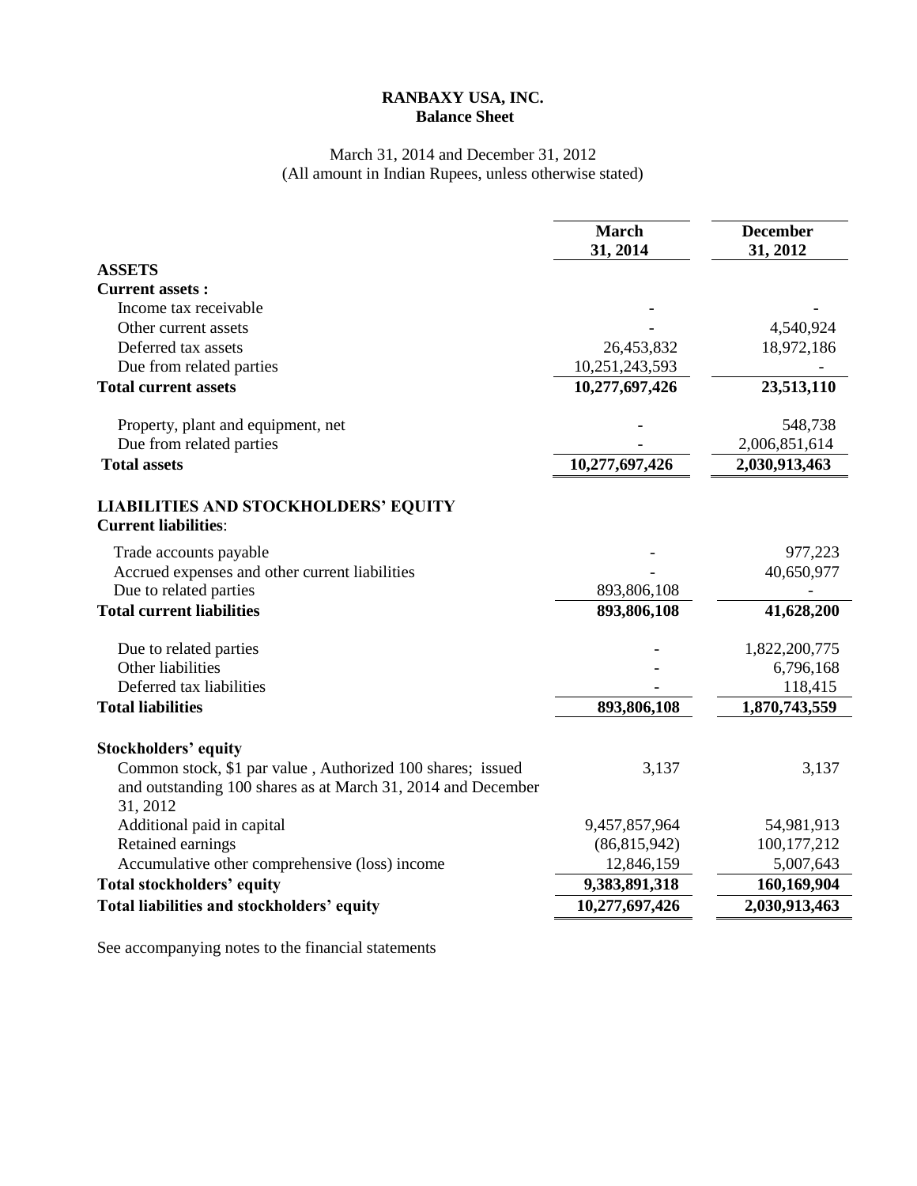# RANBAXY USA, INC.
## Balance Sheet

March 31, 2014 and December 31, 2012
(All amount in Indian Rupees, unless otherwise stated)

| | March 31, 2014 | December 31, 2012 |
|---|---|---|
| **ASSETS** | | |
| **Current assets :** | | |
| Income tax receivable | - | - |
| Other current assets | - | 4,540,924 |
| Deferred tax assets | 26,453,832 | 18,972,186 |
| Due from related parties | 10,251,243,593 | - |
| **Total current assets** | **10,277,697,426** | **23,513,110** |
| Property, plant and equipment, net | - | 548,738 |
| Due from related parties | - | 2,006,851,614 |
| **Total assets** | **10,277,697,426** | **2,030,913,463** |
| **LIABILITIES AND STOCKHOLDERS' EQUITY** | | |
| **Current liabilities**: | | |
| Trade accounts payable | - | 977,223 |
| Accrued expenses and other current liabilities | - | 40,650,977 |
| Due to related parties | 893,806,108 | - |
| **Total current liabilities** | **893,806,108** | **41,628,200** |
| Due to related parties | - | 1,822,200,775 |
| Other liabilities | - | 6,796,168 |
| Deferred tax liabilities | - | 118,415 |
| **Total liabilities** | **893,806,108** | **1,870,743,559** |
| **Stockholders' equity** | | |
| Common stock, $1 par value , Authorized 100 shares; issued and outstanding 100 shares as at March 31, 2014 and December 31, 2012 | 3,137 | 3,137 |
| Additional paid in capital | 9,457,857,964 | 54,981,913 |
| Retained earnings | (86,815,942) | 100,177,212 |
| Accumulative other comprehensive (loss) income | 12,846,159 | 5,007,643 |
| **Total stockholders' equity** | **9,383,891,318** | **160,169,904** |
| **Total liabilities and stockholders' equity** | **10,277,697,426** | **2,030,913,463** |

See accompanying notes to the financial statements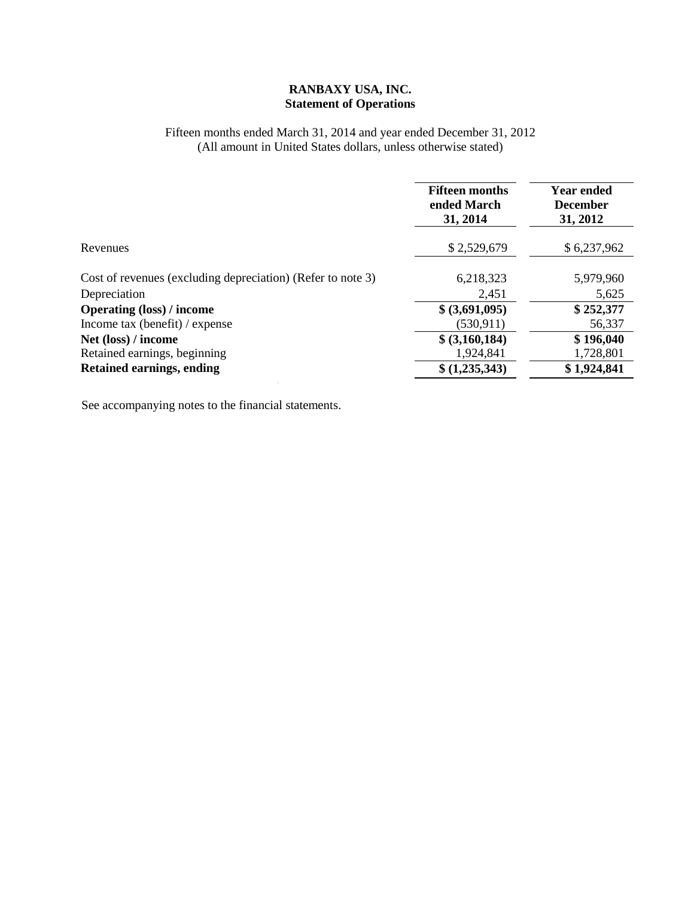**RANBAXY USA, INC.**
**Statement of Operations**

Fifteen months ended March 31, 2014 and year ended December 31, 2012
(All amount in United States dollars, unless otherwise stated)

| | **Fifteen months ended March 31, 2014** | **Year ended December 31, 2012** |
|---|---|---|
| Revenues | $ 2,529,679 | $ 6,237,962 |
| Cost of revenues (excluding depreciation) (Refer to note 3) | 6,218,323 | 5,979,960 |
| Depreciation | 2,451 | 5,625 |
| **Operating (loss) / income** | **$ (3,691,095)** | **$ 252,377** |
| Income tax (benefit) / expense | (530,911) | 56,337 |
| **Net (loss) / income** | **$ (3,160,184)** | **$ 196,040** |
| Retained earnings, beginning | 1,924,841 | 1,728,801 |
| **Retained earnings, ending** | **$ (1,235,343)** | **$ 1,924,841** |

See accompanying notes to the financial statements.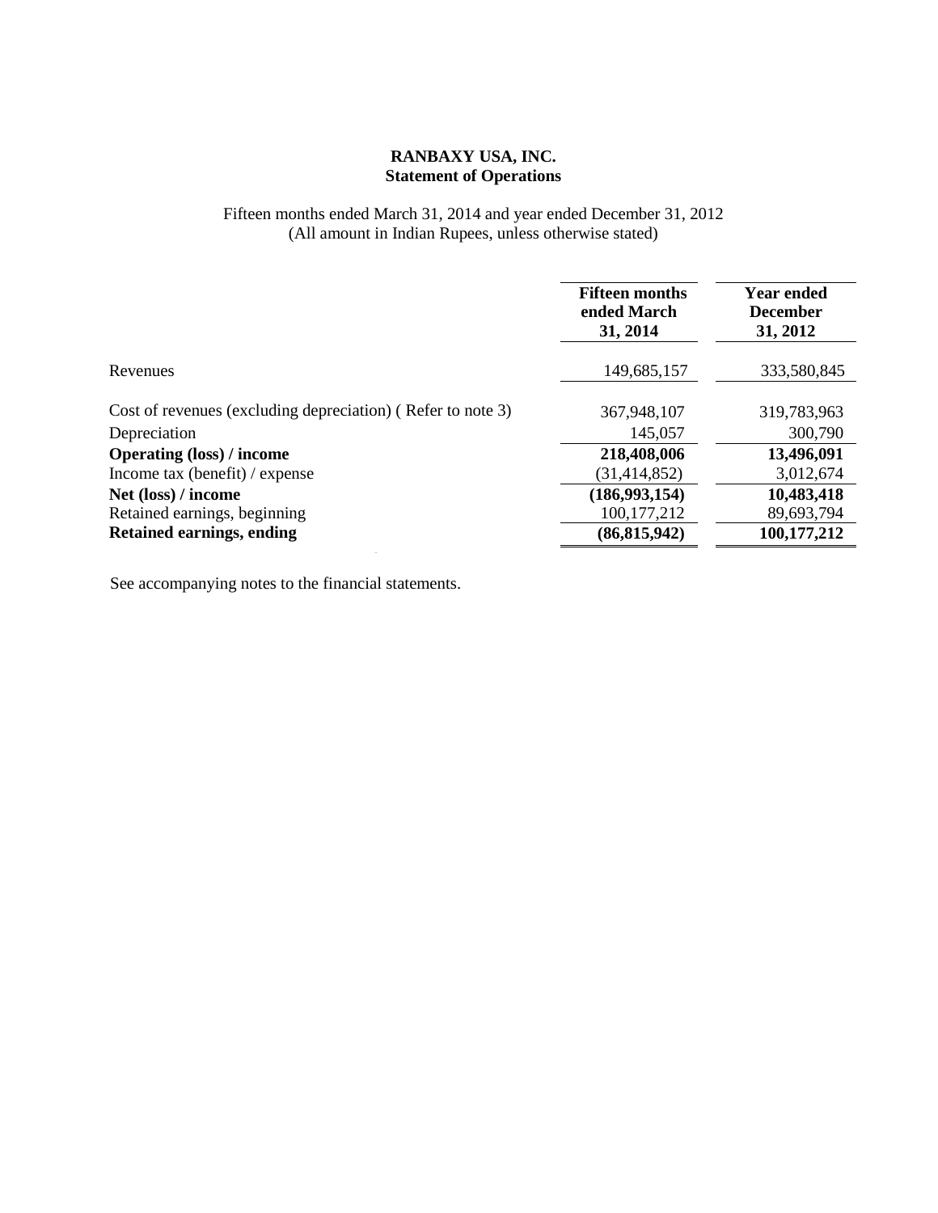**RANBAXY USA, INC.**
**Statement of Operations**

Fifteen months ended March 31, 2014 and year ended December 31, 2012
(All amount in Indian Rupees, unless otherwise stated)

| | **Fifteen months ended March 31, 2014** | **Year ended December 31, 2012** |
|---|---|---|
| Revenues | 149,685,157 | 333,580,845 |
| Cost of revenues (excluding depreciation) ( Refer to note 3) | 367,948,107 | 319,783,963 |
| Depreciation | 145,057 | 300,790 |
| **Operating (loss) / income** | **218,408,006** | **13,496,091** |
| Income tax (benefit) / expense | (31,414,852) | 3,012,674 |
| **Net (loss) / income** | **(186,993,154)** | **10,483,418** |
| Retained earnings, beginning | 100,177,212 | 89,693,794 |
| **Retained earnings, ending** | **(86,815,942)** | **100,177,212** |

See accompanying notes to the financial statements.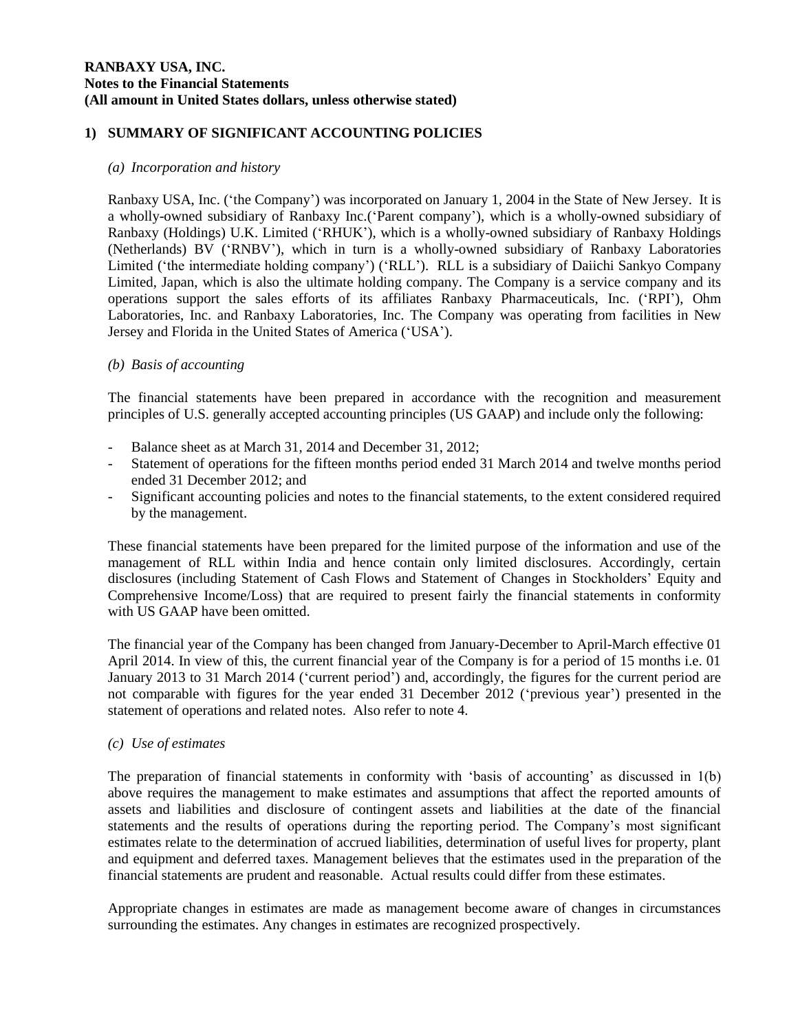**RANBAXY USA, INC.**
**Notes to the Financial Statements**
**(All amount in United States dollars, unless otherwise stated)**

## 1) SUMMARY OF SIGNIFICANT ACCOUNTING POLICIES

### *(a) Incorporation and history*

Ranbaxy USA, Inc. ('the Company') was incorporated on January 1, 2004 in the State of New Jersey. It is a wholly-owned subsidiary of Ranbaxy Inc.('Parent company'), which is a wholly-owned subsidiary of Ranbaxy (Holdings) U.K. Limited ('RHUK'), which is a wholly-owned subsidiary of Ranbaxy Holdings (Netherlands) BV ('RNBV'), which in turn is a wholly-owned subsidiary of Ranbaxy Laboratories Limited ('the intermediate holding company') ('RLL'). RLL is a subsidiary of Daiichi Sankyo Company Limited, Japan, which is also the ultimate holding company. The Company is a service company and its operations support the sales efforts of its affiliates Ranbaxy Pharmaceuticals, Inc. ('RPI'), Ohm Laboratories, Inc. and Ranbaxy Laboratories, Inc. The Company was operating from facilities in New Jersey and Florida in the United States of America ('USA').

### *(b) Basis of accounting*

The financial statements have been prepared in accordance with the recognition and measurement principles of U.S. generally accepted accounting principles (US GAAP) and include only the following:

- Balance sheet as at March 31, 2014 and December 31, 2012;
- Statement of operations for the fifteen months period ended 31 March 2014 and twelve months period ended 31 December 2012; and
- Significant accounting policies and notes to the financial statements, to the extent considered required by the management.

These financial statements have been prepared for the limited purpose of the information and use of the management of RLL within India and hence contain only limited disclosures. Accordingly, certain disclosures (including Statement of Cash Flows and Statement of Changes in Stockholders' Equity and Comprehensive Income/Loss) that are required to present fairly the financial statements in conformity with US GAAP have been omitted.

The financial year of the Company has been changed from January-December to April-March effective 01 April 2014. In view of this, the current financial year of the Company is for a period of 15 months i.e. 01 January 2013 to 31 March 2014 ('current period') and, accordingly, the figures for the current period are not comparable with figures for the year ended 31 December 2012 ('previous year') presented in the statement of operations and related notes. Also refer to note 4.

### *(c) Use of estimates*

The preparation of financial statements in conformity with 'basis of accounting' as discussed in 1(b) above requires the management to make estimates and assumptions that affect the reported amounts of assets and liabilities and disclosure of contingent assets and liabilities at the date of the financial statements and the results of operations during the reporting period. The Company's most significant estimates relate to the determination of accrued liabilities, determination of useful lives for property, plant and equipment and deferred taxes. Management believes that the estimates used in the preparation of the financial statements are prudent and reasonable. Actual results could differ from these estimates.

Appropriate changes in estimates are made as management become aware of changes in circumstances surrounding the estimates. Any changes in estimates are recognized prospectively.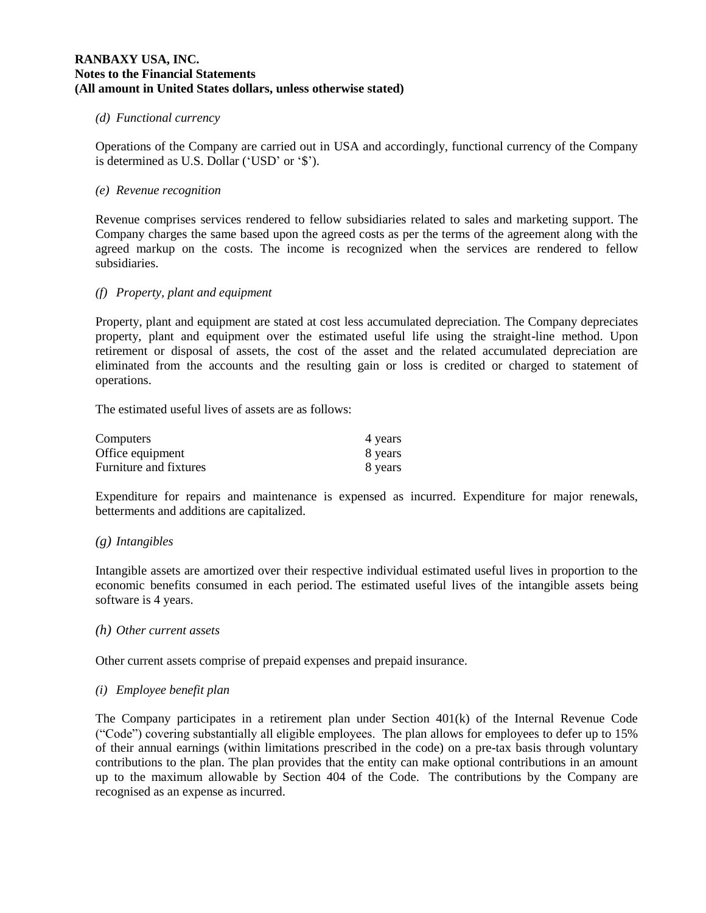*(d) Functional currency*

Operations of the Company are carried out in USA and accordingly, functional currency of the Company is determined as U.S. Dollar ('USD' or '$').

*(e) Revenue recognition*

Revenue comprises services rendered to fellow subsidiaries related to sales and marketing support. The Company charges the same based upon the agreed costs as per the terms of the agreement along with the agreed markup on the costs. The income is recognized when the services are rendered to fellow subsidiaries.

*(f) Property, plant and equipment*

Property, plant and equipment are stated at cost less accumulated depreciation. The Company depreciates property, plant and equipment over the estimated useful life using the straight-line method. Upon retirement or disposal of assets, the cost of the asset and the related accumulated depreciation are eliminated from the accounts and the resulting gain or loss is credited or charged to statement of operations.

The estimated useful lives of assets are as follows:

| | |
|---|---|
| Computers | 4 years |
| Office equipment | 8 years |
| Furniture and fixtures | 8 years |

Expenditure for repairs and maintenance is expensed as incurred. Expenditure for major renewals, betterments and additions are capitalized.

*(g) Intangibles*

Intangible assets are amortized over their respective individual estimated useful lives in proportion to the economic benefits consumed in each period. The estimated useful lives of the intangible assets being software is 4 years.

*(h) Other current assets*

Other current assets comprise of prepaid expenses and prepaid insurance.

*(i) Employee benefit plan*

The Company participates in a retirement plan under Section 401(k) of the Internal Revenue Code ("Code") covering substantially all eligible employees. The plan allows for employees to defer up to 15% of their annual earnings (within limitations prescribed in the code) on a pre-tax basis through voluntary contributions to the plan. The plan provides that the entity can make optional contributions in an amount up to the maximum allowable by Section 404 of the Code. The contributions by the Company are recognised as an expense as incurred.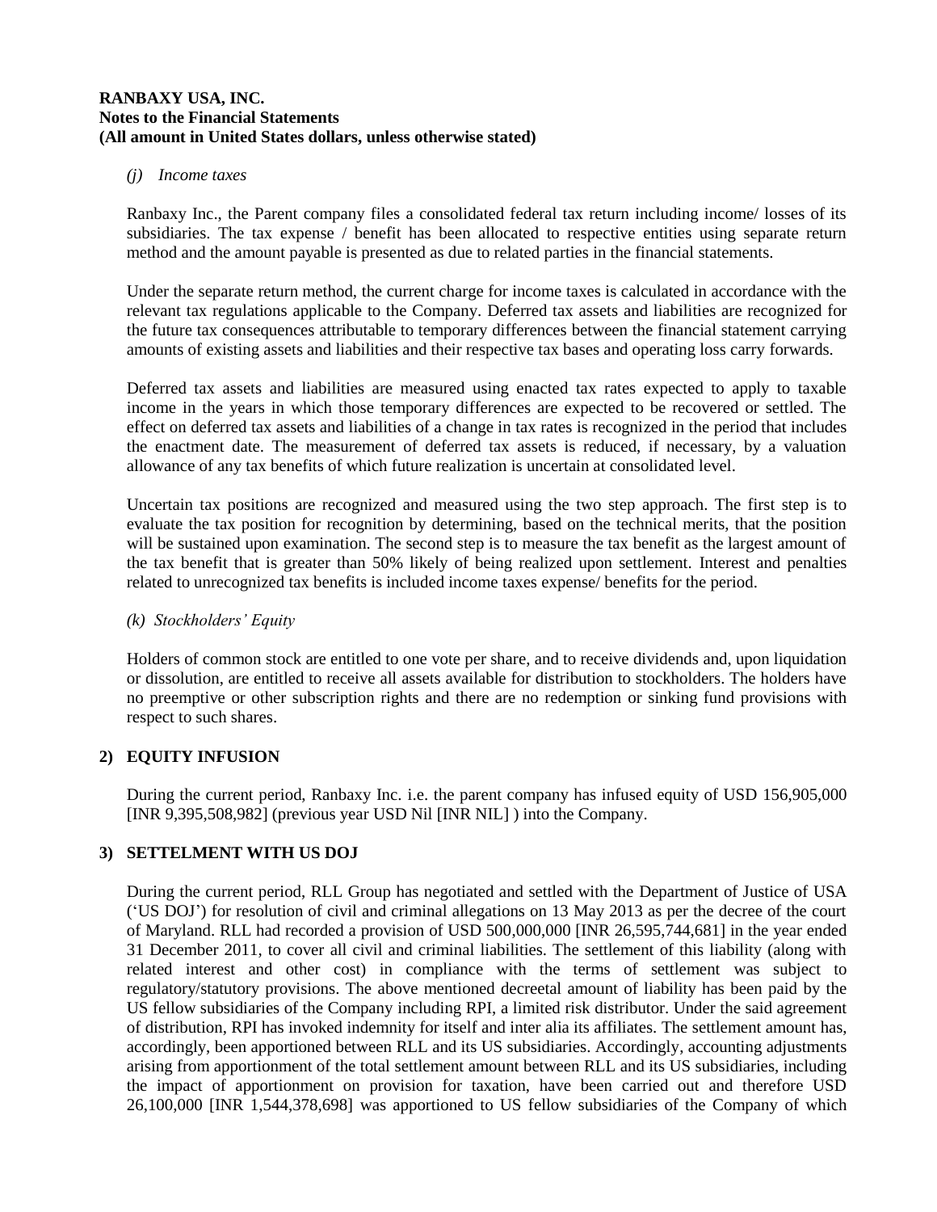**RANBAXY USA, INC.**
**Notes to the Financial Statements**
**(All amount in United States dollars, unless otherwise stated)**

*(j) Income taxes*

Ranbaxy Inc., the Parent company files a consolidated federal tax return including income/ losses of its subsidiaries. The tax expense / benefit has been allocated to respective entities using separate return method and the amount payable is presented as due to related parties in the financial statements.

Under the separate return method, the current charge for income taxes is calculated in accordance with the relevant tax regulations applicable to the Company. Deferred tax assets and liabilities are recognized for the future tax consequences attributable to temporary differences between the financial statement carrying amounts of existing assets and liabilities and their respective tax bases and operating loss carry forwards.

Deferred tax assets and liabilities are measured using enacted tax rates expected to apply to taxable income in the years in which those temporary differences are expected to be recovered or settled. The effect on deferred tax assets and liabilities of a change in tax rates is recognized in the period that includes the enactment date. The measurement of deferred tax assets is reduced, if necessary, by a valuation allowance of any tax benefits of which future realization is uncertain at consolidated level.

Uncertain tax positions are recognized and measured using the two step approach. The first step is to evaluate the tax position for recognition by determining, based on the technical merits, that the position will be sustained upon examination. The second step is to measure the tax benefit as the largest amount of the tax benefit that is greater than 50% likely of being realized upon settlement. Interest and penalties related to unrecognized tax benefits is included income taxes expense/ benefits for the period.

*(k) Stockholders' Equity*

Holders of common stock are entitled to one vote per share, and to receive dividends and, upon liquidation or dissolution, are entitled to receive all assets available for distribution to stockholders. The holders have no preemptive or other subscription rights and there are no redemption or sinking fund provisions with respect to such shares.

## 2) EQUITY INFUSION

During the current period, Ranbaxy Inc. i.e. the parent company has infused equity of USD 156,905,000 [INR 9,395,508,982] (previous year USD Nil [INR NIL] ) into the Company.

## 3) SETTLEMENT WITH US DOJ

During the current period, RLL Group has negotiated and settled with the Department of Justice of USA ('US DOJ') for resolution of civil and criminal allegations on 13 May 2013 as per the decree of the court of Maryland. RLL had recorded a provision of USD 500,000,000 [INR 26,595,744,681] in the year ended 31 December 2011, to cover all civil and criminal liabilities. The settlement of this liability (along with related interest and other cost) in compliance with the terms of settlement was subject to regulatory/statutory provisions. The above mentioned decreetal amount of liability has been paid by the US fellow subsidiaries of the Company including RPI, a limited risk distributor. Under the said agreement of distribution, RPI has invoked indemnity for itself and inter alia its affiliates. The settlement amount has, accordingly, been apportioned between RLL and its US subsidiaries. Accordingly, accounting adjustments arising from apportionment of the total settlement amount between RLL and its US subsidiaries, including the impact of apportionment on provision for taxation, have been carried out and therefore USD 26,100,000 [INR 1,544,378,698] was apportioned to US fellow subsidiaries of the Company of which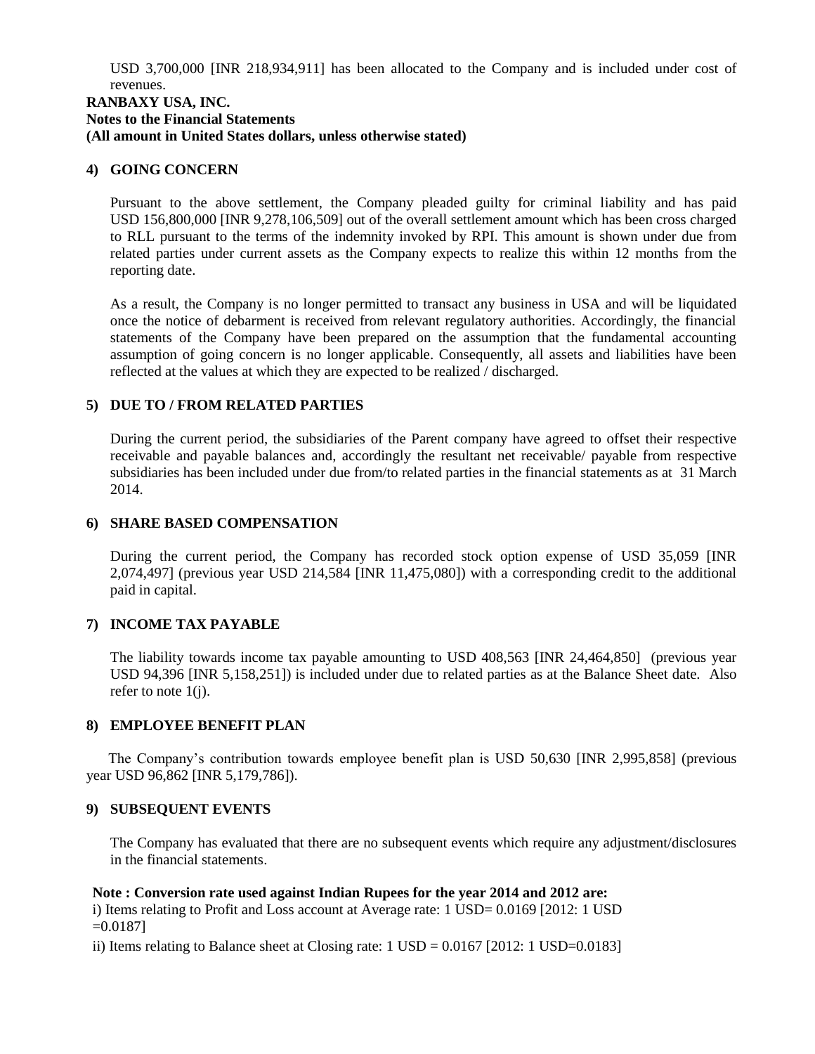USD 3,700,000 [INR 218,934,911] has been allocated to the Company and is included under cost of revenues.

**RANBAXY USA, INC.**
**Notes to the Financial Statements**
**(All amount in United States dollars, unless otherwise stated)**

## 4) GOING CONCERN

Pursuant to the above settlement, the Company pleaded guilty for criminal liability and has paid USD 156,800,000 [INR 9,278,106,509] out of the overall settlement amount which has been cross charged to RLL pursuant to the terms of the indemnity invoked by RPI. This amount is shown under due from related parties under current assets as the Company expects to realize this within 12 months from the reporting date.

As a result, the Company is no longer permitted to transact any business in USA and will be liquidated once the notice of debarment is received from relevant regulatory authorities. Accordingly, the financial statements of the Company have been prepared on the assumption that the fundamental accounting assumption of going concern is no longer applicable. Consequently, all assets and liabilities have been reflected at the values at which they are expected to be realized / discharged.

## 5) DUE TO / FROM RELATED PARTIES

During the current period, the subsidiaries of the Parent company have agreed to offset their respective receivable and payable balances and, accordingly the resultant net receivable/ payable from respective subsidiaries has been included under due from/to related parties in the financial statements as at 31 March 2014.

## 6) SHARE BASED COMPENSATION

During the current period, the Company has recorded stock option expense of USD 35,059 [INR 2,074,497] (previous year USD 214,584 [INR 11,475,080]) with a corresponding credit to the additional paid in capital.

## 7) INCOME TAX PAYABLE

The liability towards income tax payable amounting to USD 408,563 [INR 24,464,850] (previous year USD 94,396 [INR 5,158,251]) is included under due to related parties as at the Balance Sheet date. Also refer to note 1(j).

## 8) EMPLOYEE BENEFIT PLAN

The Company's contribution towards employee benefit plan is USD 50,630 [INR 2,995,858] (previous year USD 96,862 [INR 5,179,786]).

## 9) SUBSEQUENT EVENTS

The Company has evaluated that there are no subsequent events which require any adjustment/disclosures in the financial statements.

**Note : Conversion rate used against Indian Rupees for the year 2014 and 2012 are:**

i) Items relating to Profit and Loss account at Average rate: 1 USD= 0.0169 [2012: 1 USD =0.0187]

ii) Items relating to Balance sheet at Closing rate: 1 USD = 0.0167 [2012: 1 USD=0.0183]